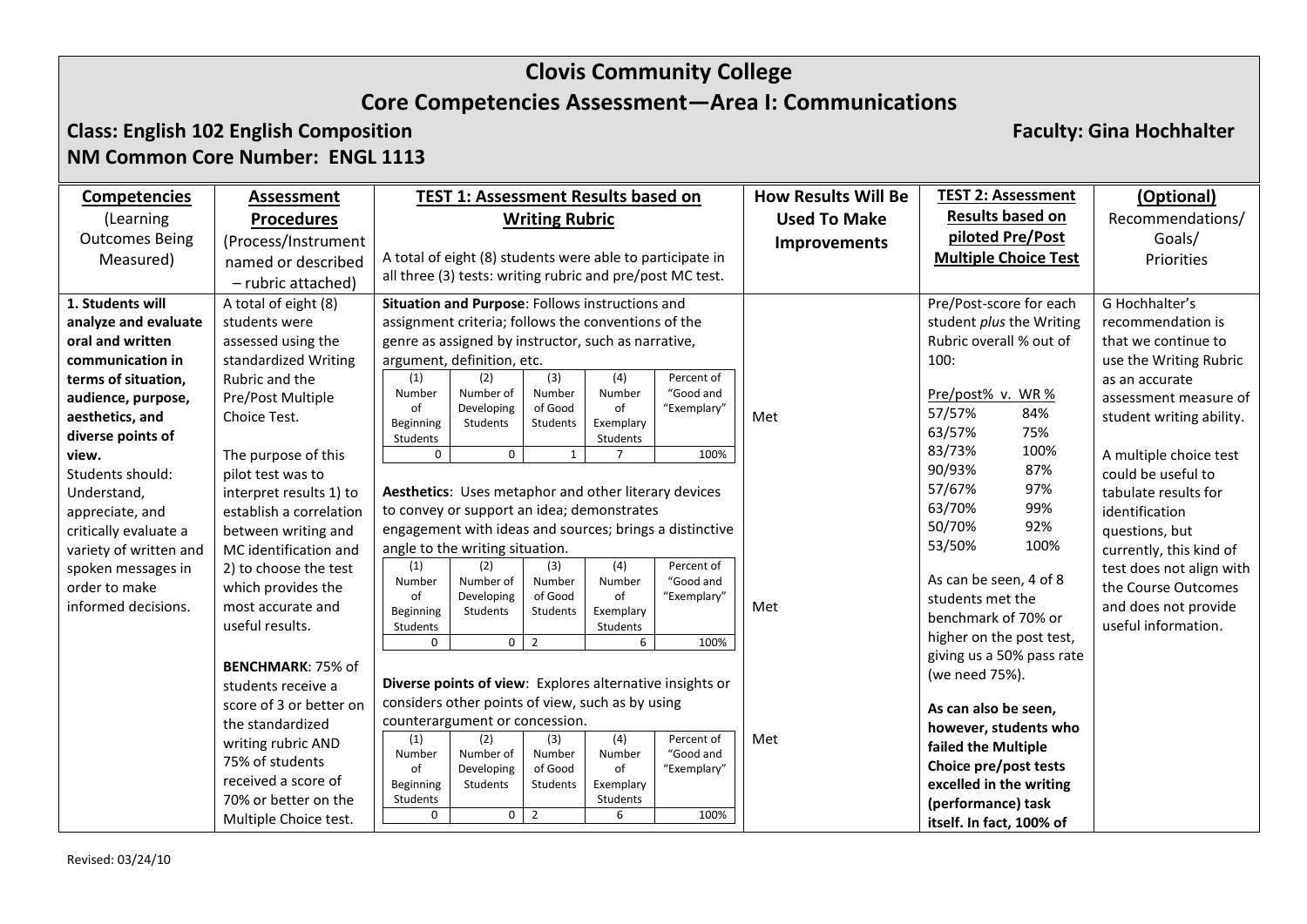# Clovis Community College

## Core Competencies Assessment—Area I: Communications

**Class: English 102 English Composition** **Faculty: Gina Hochhalter**

**NM Common Core Number: ENGL 1113**

| **Competencies** (Learning Outcomes Being Measured) | **Assessment Procedures** (Process/Instrument named or described – rubric attached) | **TEST 1: Assessment Results based on Writing Rubric** A total of eight (8) students were able to participate in all three (3) tests: writing rubric and pre/post MC test. | **How Results Will Be Used To Make Improvements** | **TEST 2: Assessment Results based on piloted Pre/Post Multiple Choice Test** | **(Optional)** Recommendations/ Goals/ Priorities |
|---|---|---|---|---|---|
| **1. Students will analyze and evaluate oral and written communication in terms of situation, audience, purpose, aesthetics, and diverse points of view.** Students should: Understand, appreciate, and critically evaluate a variety of written and spoken messages in order to make informed decisions. | A total of eight (8) students were assessed using the standardized Writing Rubric and the Pre/Post Multiple Choice Test. The purpose of this pilot test was to interpret results 1) to establish a correlation between writing and MC identification and 2) to choose the test which provides the most accurate and useful results. **BENCHMARK**: 75% of students receive a score of 3 or better on the standardized writing rubric AND 75% of students received a score of 70% or better on the Multiple Choice test. | **Situation and Purpose**: Follows instructions and assignment criteria; follows the conventions of the genre as assigned by instructor, such as narrative, argument, definition, etc. (1) Number of Beginning Students: 0; (2) Number of Developing Students: 0; (3) Number of Good Students: 1; (4) Number of Exemplary Students: 7; Percent of "Good and "Exemplary": 100% | Met | Pre/Post-score for each student *plus* the Writing Rubric overall % out of 100: Pre/post% v. WR %: 57/57% 84%; 63/57% 75%; 83/73% 100%; 90/93% 87%; 57/67% 97%; 63/70% 99%; 50/70% 92%; 53/50% 100%. As can be seen, 4 of 8 students met the benchmark of 70% or higher on the post test, giving us a 50% pass rate (we need 75%). **As can also be seen, however, students who failed the Multiple Choice pre/post tests excelled in the writing (performance) task itself. In fact, 100% of** | G Hochhalter's recommendation is that we continue to use the Writing Rubric as an accurate assessment measure of student writing ability. A multiple choice test could be useful to tabulate results for identification questions, but currently, this kind of test does not align with the Course Outcomes and does not provide useful information. |
| | | **Aesthetics**: Uses metaphor and other literary devices to convey or support an idea; demonstrates engagement with ideas and sources; brings a distinctive angle to the writing situation. (1) Number of Beginning Students: 0; (2) Number of Developing Students: 0; (3) Number of Good Students: 2; (4) Number of Exemplary Students: 6; Percent of "Good and "Exemplary": 100% | Met | | |
| | | **Diverse points of view**: Explores alternative insights or considers other points of view, such as by using counterargument or concession. (1) Number of Beginning Students: 0; (2) Number of Developing Students: 0; (3) Number of Good Students: 2; (4) Number of Exemplary Students: 6; Percent of "Good and "Exemplary": 100% | Met | | |

Revised: 03/24/10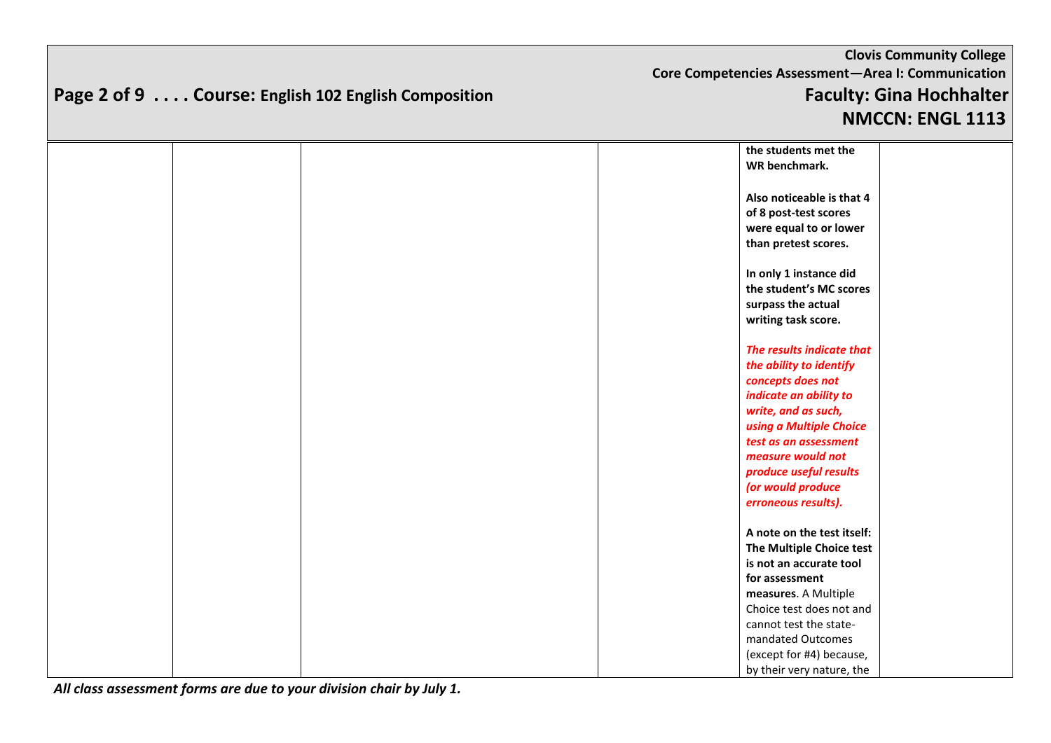| | | | | | |
|---|---|---|---|---|---|
| | | | | **the students met the WR benchmark.**<br><br>**Also noticeable is that 4 of 8 post-test scores were equal to or lower than pretest scores.**<br><br>**In only 1 instance did the student's MC scores surpass the actual writing task score.**<br><br>***The results indicate that the ability to identify concepts does not indicate an ability to write, and as such, using a Multiple Choice test as an assessment measure would not produce useful results (or would produce erroneous results).***<br><br>**A note on the test itself: The Multiple Choice test is not an accurate tool for assessment measures**. A Multiple Choice test does not and cannot test the state-mandated Outcomes (except for #4) because, by their very nature, the | |

*All class assessment forms are due to your division chair by July 1.*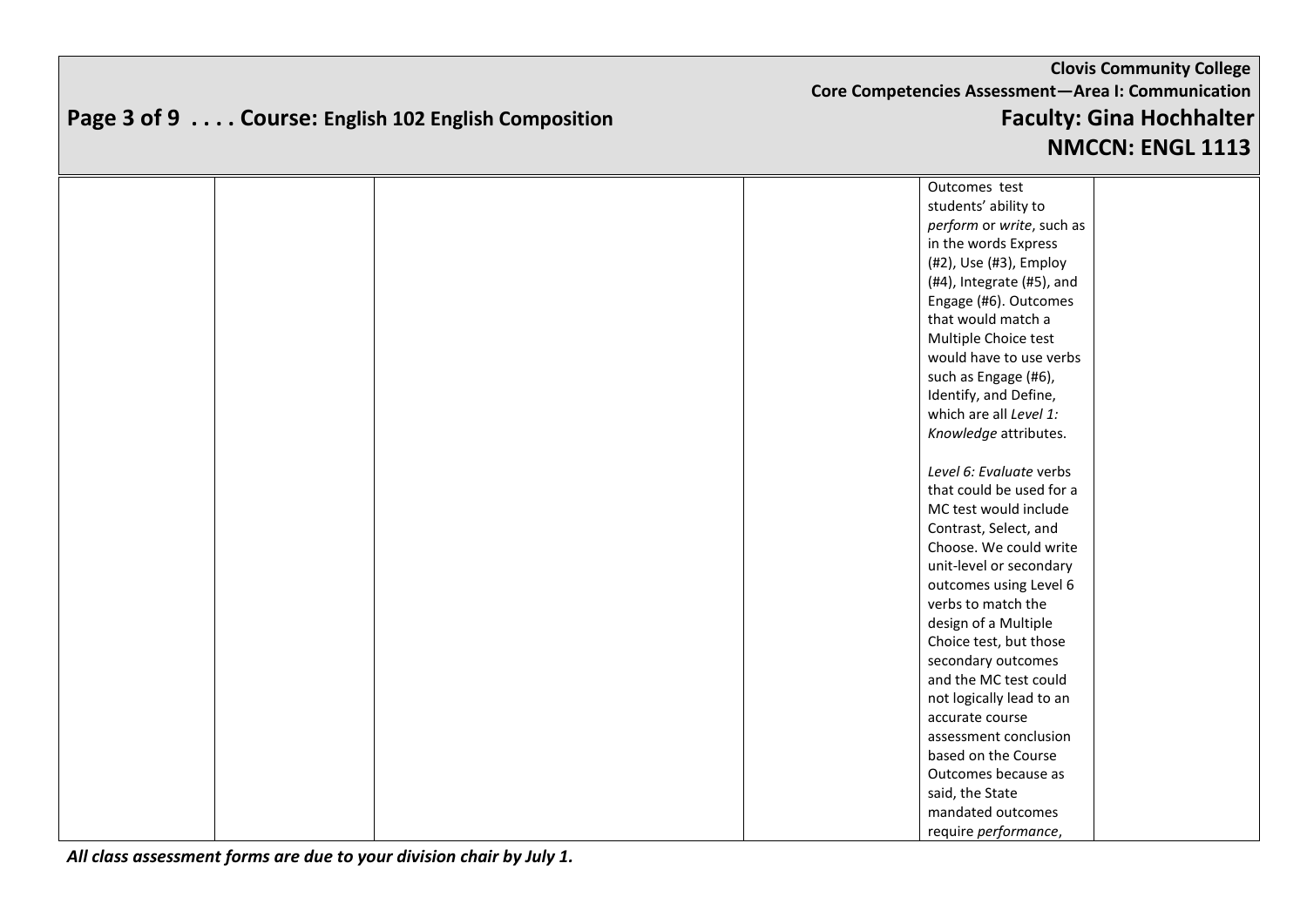| | | | | | |
|---|---|---|---|---|---|
| | | | | Outcomes test students' ability to *perform* or *write*, such as in the words Express (#2), Use (#3), Employ (#4), Integrate (#5), and Engage (#6). Outcomes that would match a Multiple Choice test would have to use verbs such as Engage (#6), Identify, and Define, which are all *Level 1: Knowledge* attributes.<br><br>*Level 6: Evaluate* verbs that could be used for a MC test would include Contrast, Select, and Choose. We could write unit-level or secondary outcomes using Level 6 verbs to match the design of a Multiple Choice test, but those secondary outcomes and the MC test could not logically lead to an accurate course assessment conclusion based on the Course Outcomes because as said, the State mandated outcomes require *performance*, | |

***All class assessment forms are due to your division chair by July 1.***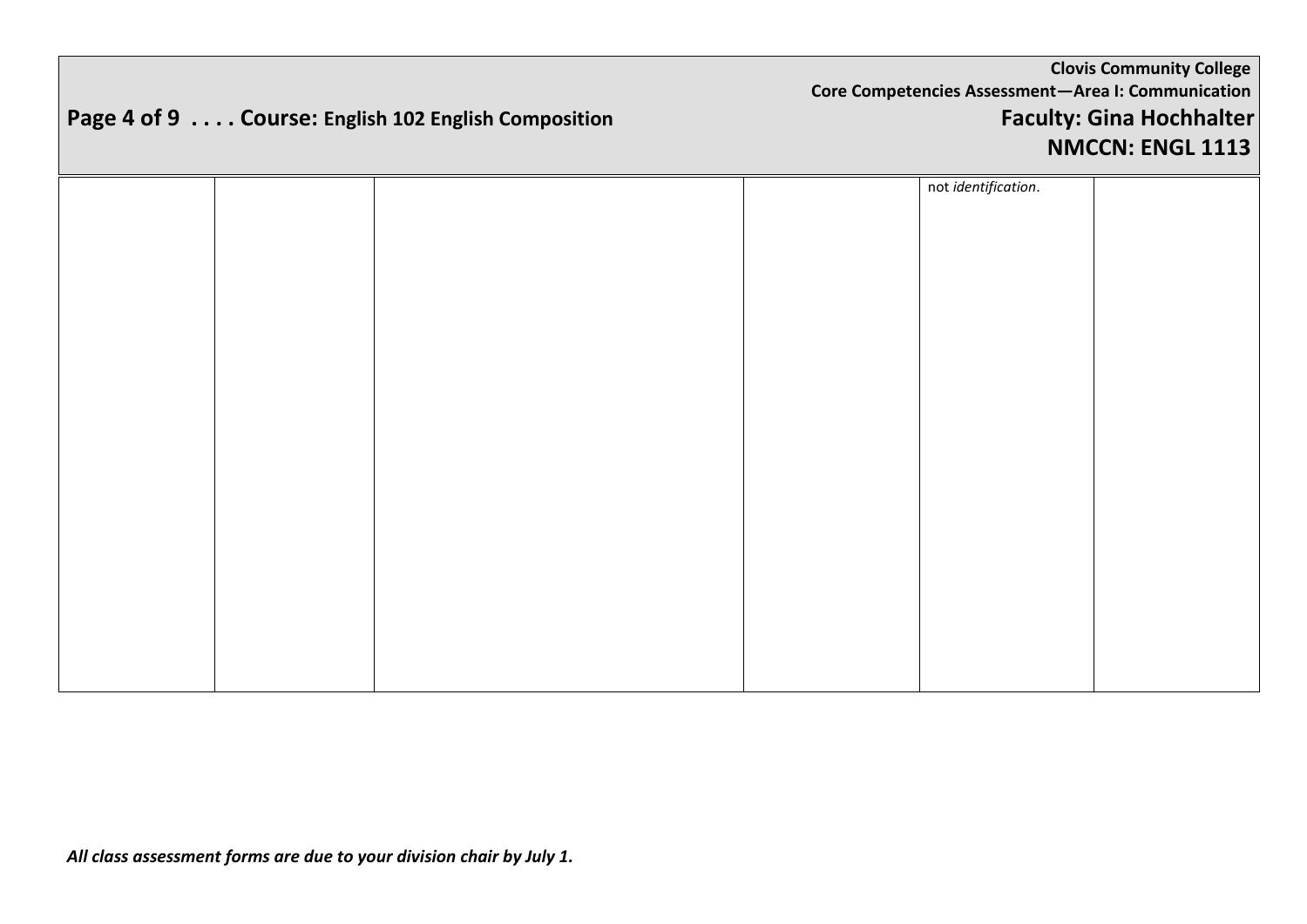|  |  |  |  |  |  |
|---|---|---|---|---|---|
|  |  |  |  | not *identification*. |  |

*All class assessment forms are due to your division chair by July 1.*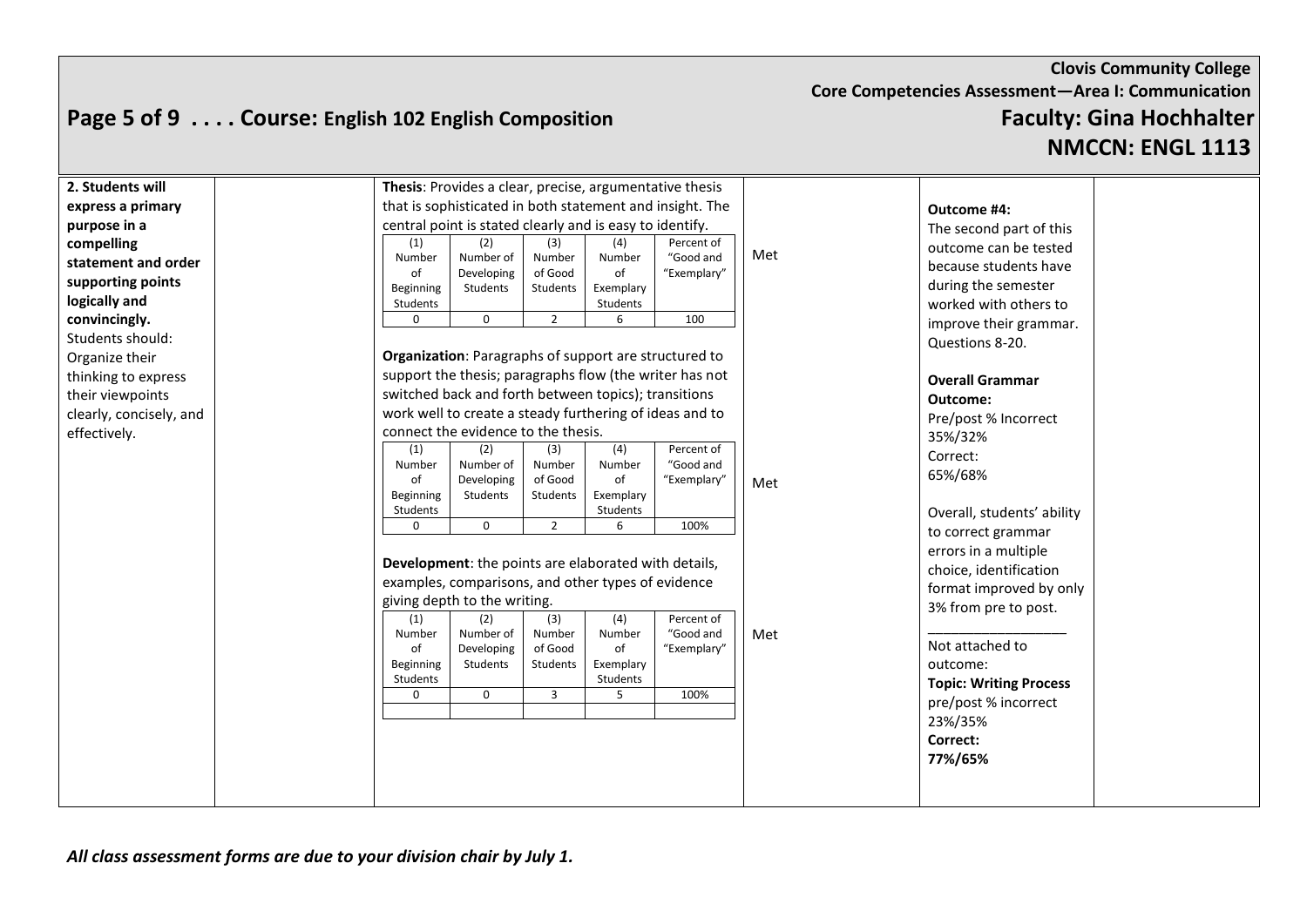| | | | | | |
|---|---|---|---|---|---|
| **2. Students will express a primary purpose in a compelling statement and order supporting points logically and convincingly.** Students should: Organize their thinking to express their viewpoints clearly, concisely, and effectively. | | **Thesis**: Provides a clear, precise, argumentative thesis that is sophisticated in both statement and insight. The central point is stated clearly and is easy to identify.<br><br>(1) Number of Beginning Students: 0 / (2) Number of Developing Students: 0 / (3) Number of Good Students: 2 / (4) Number of Exemplary Students: 6 / Percent of "Good and "Exemplary": 100<br><br>**Organization**: Paragraphs of support are structured to support the thesis; paragraphs flow (the writer has not switched back and forth between topics); transitions work well to create a steady furthering of ideas and to connect the evidence to the thesis.<br><br>(1) Number of Beginning Students: 0 / (2) Number of Developing Students: 0 / (3) Number of Good Students: 2 / (4) Number of Exemplary Students: 6 / Percent of "Good and "Exemplary": 100%<br><br>**Development**: the points are elaborated with details, examples, comparisons, and other types of evidence giving depth to the writing.<br><br>(1) Number of Beginning Students: 0 / (2) Number of Developing Students: 0 / (3) Number of Good Students: 3 / (4) Number of Exemplary Students: 5 / Percent of "Good and "Exemplary": 100% | Met<br><br>Met<br><br>Met | **Outcome #4:** The second part of this outcome can be tested because students have during the semester worked with others to improve their grammar. Questions 8-20.<br><br>**Overall Grammar Outcome:** Pre/post % Incorrect 35%/32% Correct: 65%/68%<br><br>Overall, students' ability to correct grammar errors in a multiple choice, identification format improved by only 3% from pre to post.<br><br>___________________<br><br>Not attached to outcome: **Topic: Writing Process** pre/post % incorrect 23%/35% **Correct: 77%/65%** | |

**Thesis**

| (1) Number of Beginning Students | (2) Number of Developing Students | (3) Number of Good Students | (4) Number of Exemplary Students | Percent of "Good and "Exemplary" |
|---|---|---|---|---|
| 0 | 0 | 2 | 6 | 100 |

**Organization**

| (1) Number of Beginning Students | (2) Number of Developing Students | (3) Number of Good Students | (4) Number of Exemplary Students | Percent of "Good and "Exemplary" |
|---|---|---|---|---|
| 0 | 0 | 2 | 6 | 100% |

**Development**

| (1) Number of Beginning Students | (2) Number of Developing Students | (3) Number of Good Students | (4) Number of Exemplary Students | Percent of "Good and "Exemplary" |
|---|---|---|---|---|
| 0 | 0 | 3 | 5 | 100% |
| | | | | |

***All class assessment forms are due to your division chair by July 1.***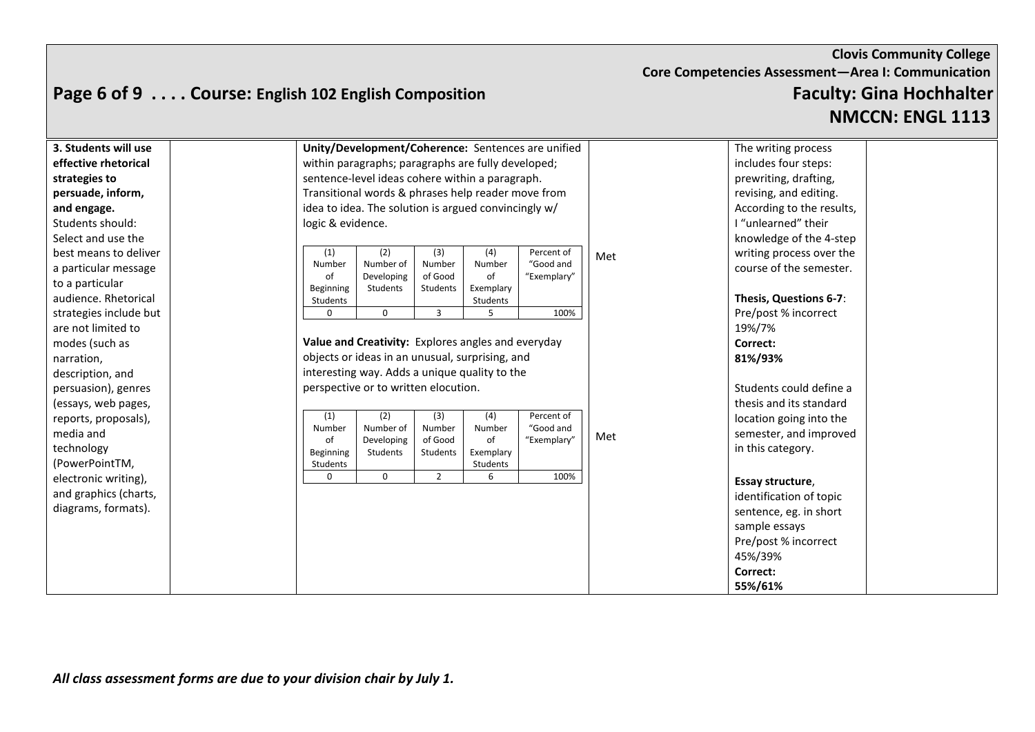| 3. Students will use effective rhetorical strategies to persuade, inform, and engage. | | | | | |
|---|---|---|---|---|---|
| **3. Students will use effective rhetorical strategies to persuade, inform, and engage.** Students should: Select and use the best means to deliver a particular message to a particular audience. Rhetorical strategies include but are not limited to modes (such as narration, description, and persuasion), genres (essays, web pages, reports, proposals), media and technology (PowerPointTM, electronic writing), and graphics (charts, diagrams, formats). | | **Unity/Development/Coherence:** Sentences are unified within paragraphs; paragraphs are fully developed; sentence-level ideas cohere within a paragraph. Transitional words & phrases help reader move from idea to idea. The solution is argued convincingly w/ logic & evidence.<br><br>(1) Number of Beginning Students: 0; (2) Number of Developing Students: 0; (3) Number of Good Students: 3; (4) Number of Exemplary Students: 5; Percent of "Good and Exemplary": 100%<br><br>**Value and Creativity:** Explores angles and everyday objects or ideas in an unusual, surprising, and interesting way. Adds a unique quality to the perspective or to written elocution.<br><br>(1) Number of Beginning Students: 0; (2) Number of Developing Students: 0; (3) Number of Good Students: 2; (4) Number of Exemplary Students: 6; Percent of "Good and Exemplary": 100% | Met<br><br>Met | The writing process includes four steps: prewriting, drafting, revising, and editing. According to the results, I "unlearned" their knowledge of the 4-step writing process over the course of the semester.<br><br>**Thesis, Questions 6-7**: Pre/post % incorrect 19%/7% **Correct: 81%/93%**<br><br>Students could define a thesis and its standard location going into the semester, and improved in this category.<br><br>**Essay structure**, identification of topic sentence, eg. in short sample essays Pre/post % incorrect 45%/39% **Correct: 55%/61%** | |

**Unity/Development/Coherence**

| (1) Number of Beginning Students | (2) Number of Developing Students | (3) Number of Good Students | (4) Number of Exemplary Students | Percent of "Good and Exemplary" |
|---|---|---|---|---|
| 0 | 0 | 3 | 5 | 100% |

**Value and Creativity**

| (1) Number of Beginning Students | (2) Number of Developing Students | (3) Number of Good Students | (4) Number of Exemplary Students | Percent of "Good and Exemplary" |
|---|---|---|---|---|
| 0 | 0 | 2 | 6 | 100% |

*All class assessment forms are due to your division chair by July 1.*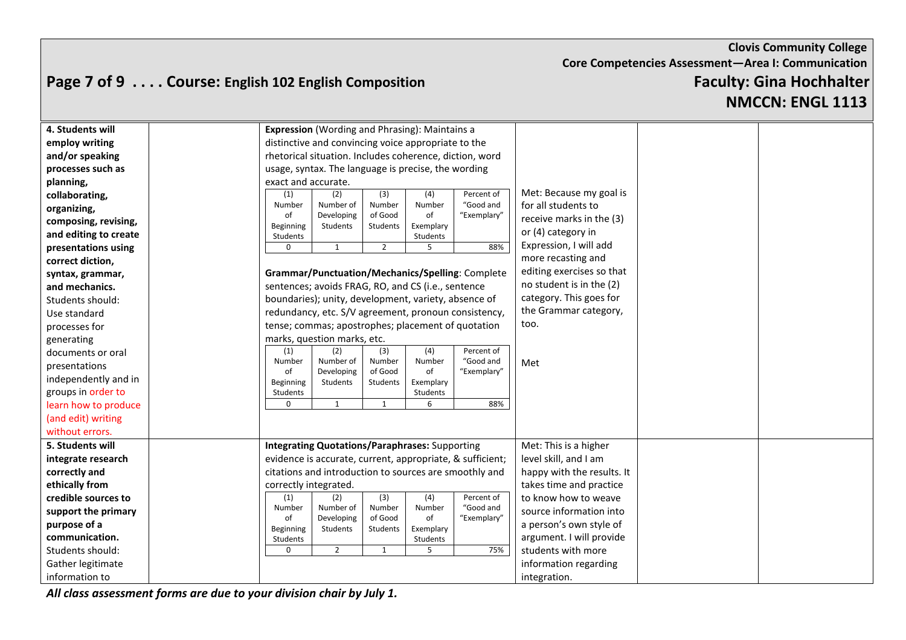**Clovis Community College**
**Core Competencies Assessment—Area I: Communication**

**Course: English 102 English Composition**

**Faculty: Gina Hochhalter**

**NMCCN: ENGL 1113**

| | | | | | |
|---|---|---|---|---|---|
| **4. Students will employ writing and/or speaking processes such as planning, collaborating, organizing, composing, revising, and editing to create presentations using correct diction, syntax, grammar, and mechanics.** Students should: Use standard processes for generating documents or oral presentations independently and in groups in order to learn how to produce (and edit) writing without errors. | | **Expression** (Wording and Phrasing): Maintains a distinctive and convincing voice appropriate to the rhetorical situation. Includes coherence, diction, word usage, syntax. The language is precise, the wording exact and accurate.<br><br>(1) Number of Beginning Students: 0; (2) Number of Developing Students: 1; (3) Number of Good Students: 2; (4) Number of Exemplary Students: 5; Percent of "Good and "Exemplary": 88%<br><br>**Grammar/Punctuation/Mechanics/Spelling**: Complete sentences; avoids FRAG, RO, and CS (i.e., sentence boundaries); unity, development, variety, absence of redundancy, etc. S/V agreement, pronoun consistency, tense; commas; apostrophes; placement of quotation marks, question marks, etc.<br><br>(1) Number of Beginning Students: 0; (2) Number of Developing Students: 1; (3) Number of Good Students: 1; (4) Number of Exemplary Students: 6; Percent of "Good and "Exemplary": 88% | Met: Because my goal is for all students to receive marks in the (3) or (4) category in Expression, I will add more recasting and editing exercises so that no student is in the (2) category. This goes for the Grammar category, too.<br><br>Met | | |
| **5. Students will integrate research correctly and ethically from credible sources to support the primary purpose of a communication.** Students should: Gather legitimate information to | | **Integrating Quotations/Paraphrases:** Supporting evidence is accurate, current, appropriate, & sufficient; citations and introduction to sources are smoothly and correctly integrated.<br><br>(1) Number of Beginning Students: 0; (2) Number of Developing Students: 2; (3) Number of Good Students: 1; (4) Number of Exemplary Students: 5; Percent of "Good and "Exemplary": 75% | Met: This is a higher level skill, and I am happy with the results. It takes time and practice to know how to weave source information into a person's own style of argument. I will provide students with more information regarding integration. | | |

*All class assessment forms are due to your division chair by July 1.*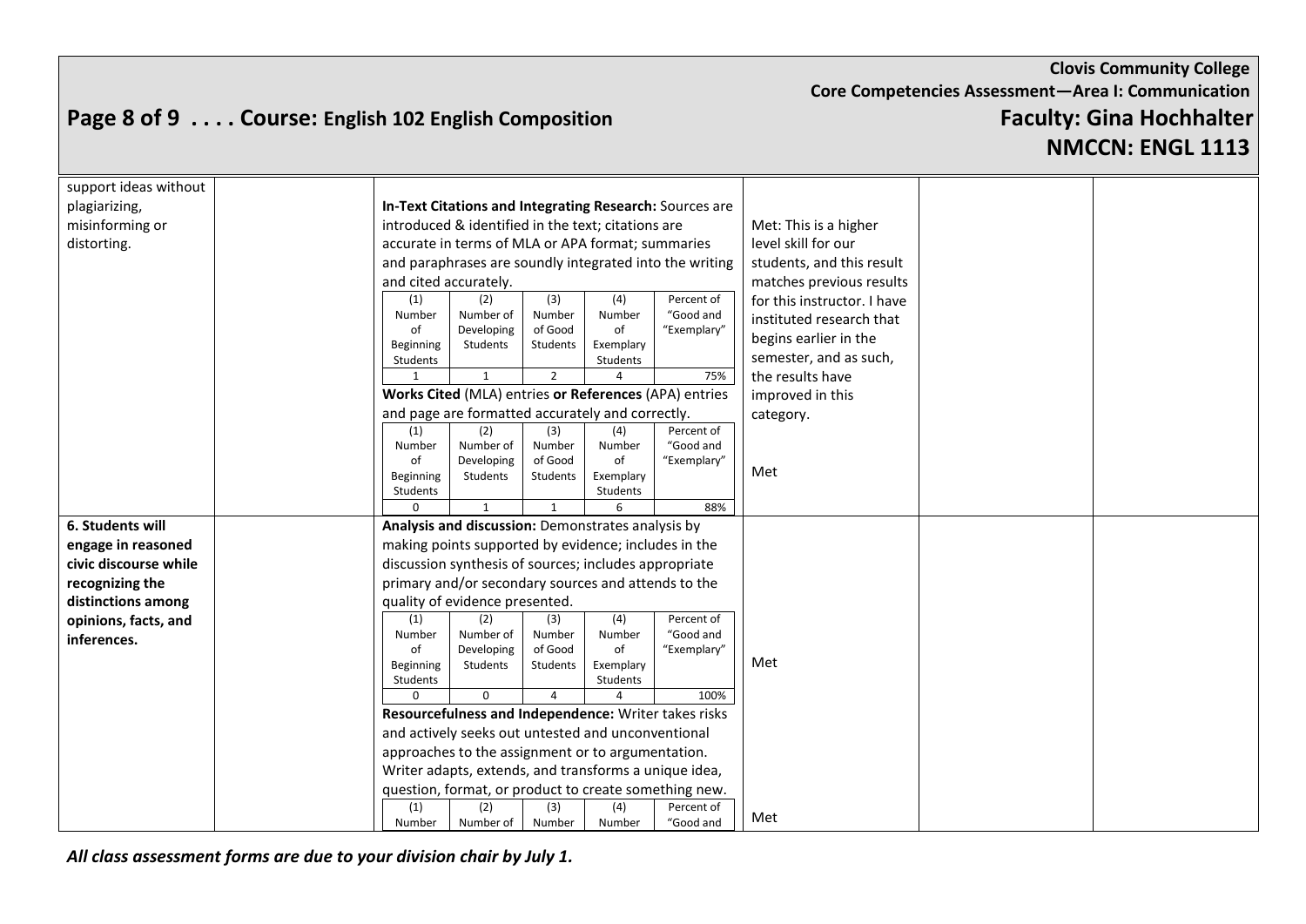| | | | | | |
|---|---|---|---|---|---|
| support ideas without plagiarizing, misinforming or distorting. | | **In-Text Citations and Integrating Research:** Sources are introduced & identified in the text; citations are accurate in terms of MLA or APA format; summaries and paraphrases are soundly integrated into the writing and cited accurately.<br><br>(1) Number of Beginning Students: 1; (2) Number of Developing Students: 1; (3) Number of Good Students: 2; (4) Number of Exemplary Students: 4; Percent of "Good and "Exemplary": 75%<br><br>**Works Cited** (MLA) entries **or References** (APA) entries and page are formatted accurately and correctly.<br><br>(1) Number of Beginning Students: 0; (2) Number of Developing Students: 1; (3) Number of Good Students: 1; (4) Number of Exemplary Students: 6; Percent of "Good and "Exemplary": 88% | Met: This is a higher level skill for our students, and this result matches previous results for this instructor. I have instituted research that begins earlier in the semester, and as such, the results have improved in this category.<br><br>Met | | |
| **6. Students will engage in reasoned civic discourse while recognizing the distinctions among opinions, facts, and inferences.** | | **Analysis and discussion:** Demonstrates analysis by making points supported by evidence; includes in the discussion synthesis of sources; includes appropriate primary and/or secondary sources and attends to the quality of evidence presented.<br><br>(1) Number of Beginning Students: 0; (2) Number of Developing Students: 0; (3) Number of Good Students: 4; (4) Number of Exemplary Students: 4; Percent of "Good and "Exemplary": 100%<br><br>**Resourcefulness and Independence:** Writer takes risks and actively seeks out untested and unconventional approaches to the assignment or to argumentation. Writer adapts, extends, and transforms a unique idea, question, format, or product to create something new.<br><br>(1) Number; (2) Number of; (3) Number; (4) Number; Percent of "Good and | Met<br><br>Met | | |

*All class assessment forms are due to your division chair by July 1.*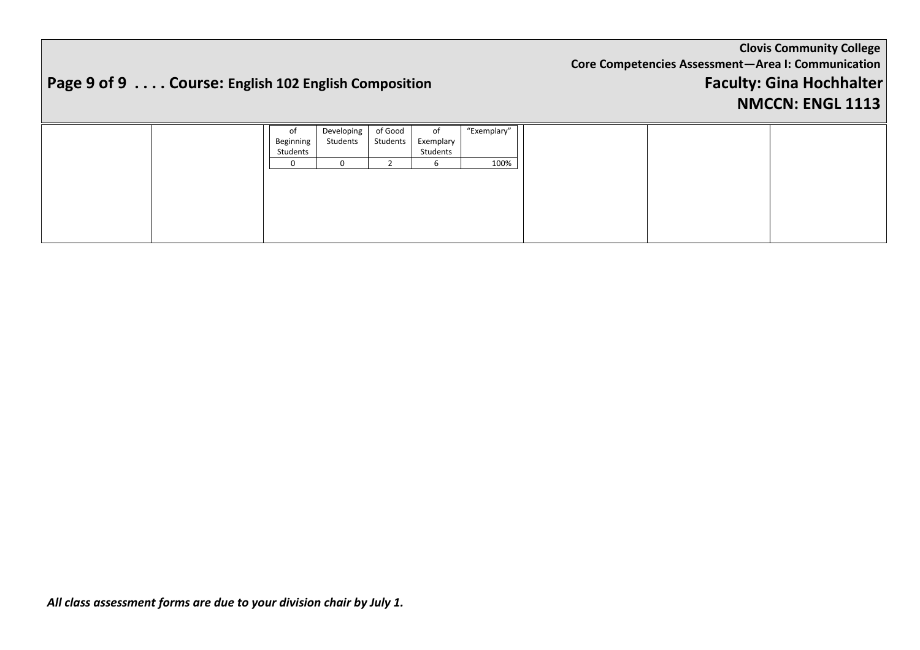| | | | | | |
|---|---|---|---|---|---|
| | | <table><tr><td>of Beginning Students</td><td>Developing Students</td><td>of Good Students</td><td>of Exemplary Students</td><td>"Exemplary"</td></tr><tr><td>0</td><td>0</td><td>2</td><td>6</td><td>100%</td></tr></table> | | | |

***All class assessment forms are due to your division chair by July 1.***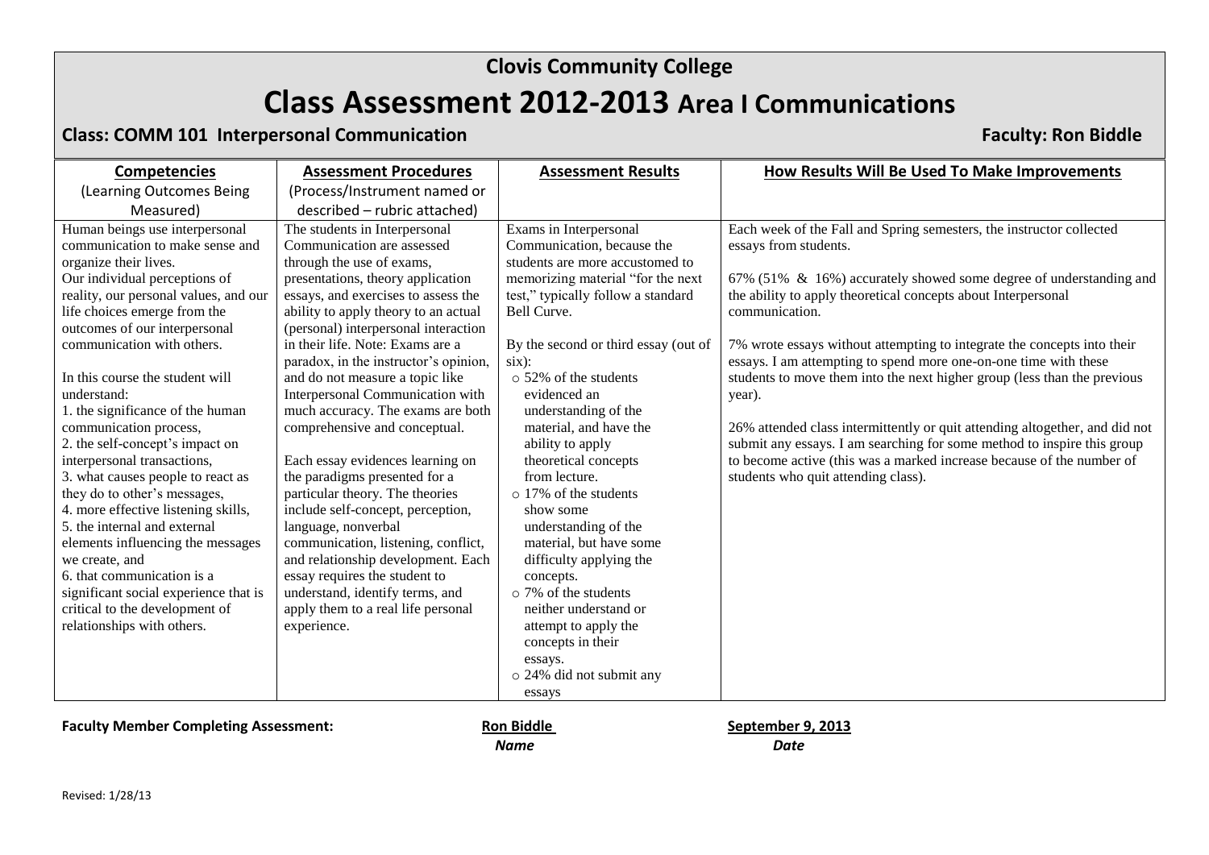# Clovis Community College

# Class Assessment 2012-2013 Area I Communications

**Class: COMM 101 Interpersonal Communication** **Faculty: Ron Biddle**

| Competencies (Learning Outcomes Being Measured) | Assessment Procedures (Process/Instrument named or described – rubric attached) | Assessment Results | How Results Will Be Used To Make Improvements |
|---|---|---|---|
| Human beings use interpersonal communication to make sense and organize their lives.<br>Our individual perceptions of reality, our personal values, and our life choices emerge from the outcomes of our interpersonal communication with others.<br><br>In this course the student will understand:<br>1. the significance of the human communication process,<br>2. the self-concept's impact on interpersonal transactions,<br>3. what causes people to react as they do to other's messages,<br>4. more effective listening skills,<br>5. the internal and external elements influencing the messages we create, and<br>6. that communication is a significant social experience that is critical to the development of relationships with others. | The students in Interpersonal Communication are assessed through the use of exams, presentations, theory application essays, and exercises to assess the ability to apply theory to an actual (personal) interpersonal interaction in their life. Note: Exams are a paradox, in the instructor's opinion, and do not measure a topic like Interpersonal Communication with much accuracy. The exams are both comprehensive and conceptual.<br><br>Each essay evidences learning on the paradigms presented for a particular theory. The theories include self-concept, perception, language, nonverbal communication, listening, conflict, and relationship development. Each essay requires the student to understand, identify terms, and apply them to a real life personal experience. | Exams in Interpersonal Communication, because the students are more accustomed to memorizing material "for the next test," typically follow a standard Bell Curve.<br><br>By the second or third essay (out of six):<br>○ 52% of the students evidenced an understanding of the material, and have the ability to apply theoretical concepts from lecture.<br>○ 17% of the students show some understanding of the material, but have some difficulty applying the concepts.<br>○ 7% of the students neither understand or attempt to apply the concepts in their essays.<br>○ 24% did not submit any essays | Each week of the Fall and Spring semesters, the instructor collected essays from students.<br><br>67% (51% & 16%) accurately showed some degree of understanding and the ability to apply theoretical concepts about Interpersonal communication.<br><br>7% wrote essays without attempting to integrate the concepts into their essays. I am attempting to spend more one-on-one time with these students to move them into the next higher group (less than the previous year).<br><br>26% attended class intermittently or quit attending altogether, and did not submit any essays. I am searching for some method to inspire this group to become active (this was a marked increase because of the number of students who quit attending class). |

**Faculty Member Completing Assessment:** **Ron Biddle** (*Name*) **September 9, 2013** (*Date*)

Revised: 1/28/13